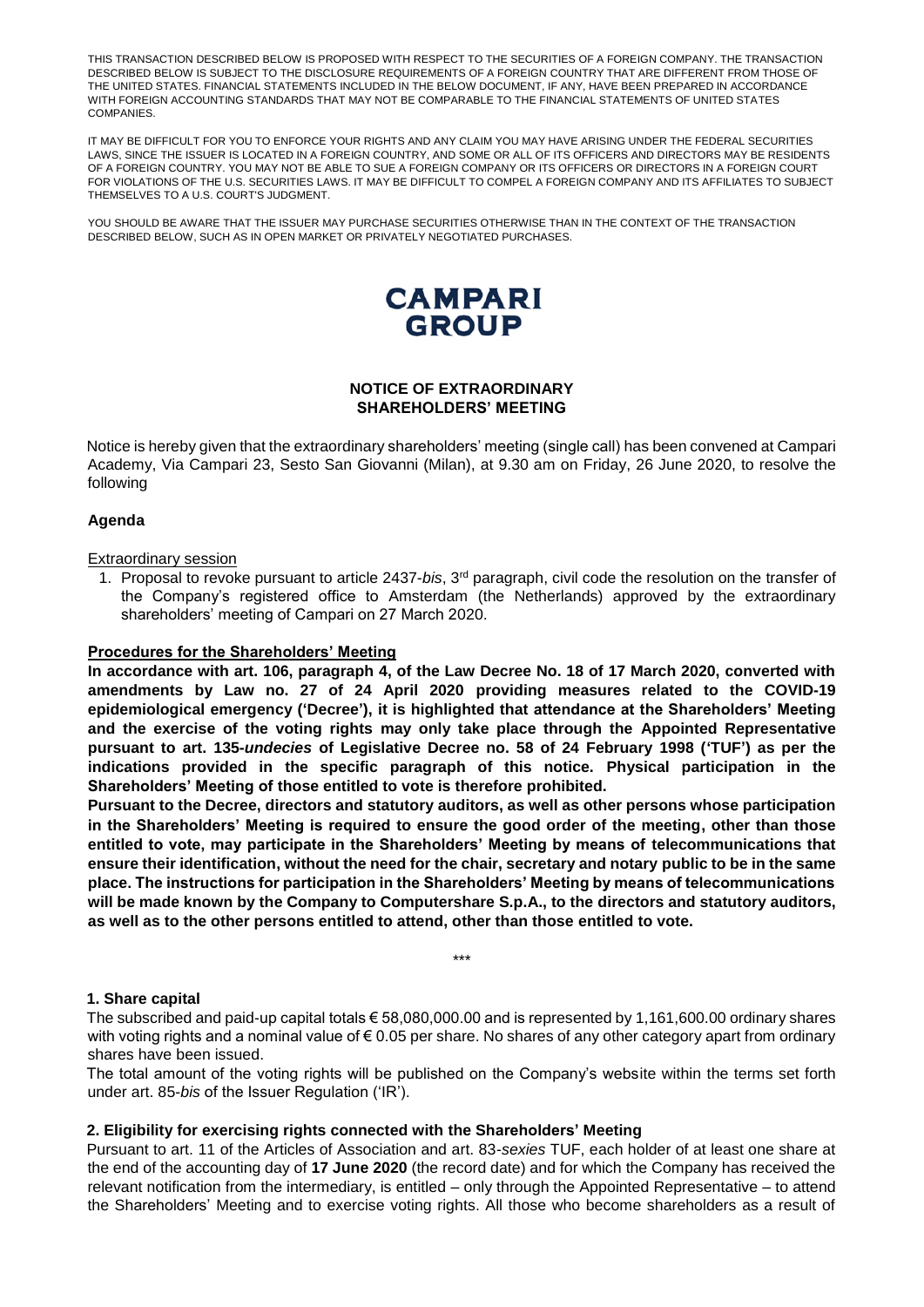THIS TRANSACTION DESCRIBED BELOW IS PROPOSED WITH RESPECT TO THE SECURITIES OF A FOREIGN COMPANY. THE TRANSACTION DESCRIBED BELOW IS SUBJECT TO THE DISCLOSURE REQUIREMENTS OF A FOREIGN COUNTRY THAT ARE DIFFERENT FROM THOSE OF THE UNITED STATES. FINANCIAL STATEMENTS INCLUDED IN THE BELOW DOCUMENT, IF ANY, HAVE BEEN PREPARED IN ACCORDANCE WITH FOREIGN ACCOUNTING STANDARDS THAT MAY NOT BE COMPARABLE TO THE FINANCIAL STATEMENTS OF UNITED STATES COMPANIES.

IT MAY BE DIFFICULT FOR YOU TO ENFORCE YOUR RIGHTS AND ANY CLAIM YOU MAY HAVE ARISING UNDER THE FEDERAL SECURITIES LAWS, SINCE THE ISSUER IS LOCATED IN A FOREIGN COUNTRY, AND SOME OR ALL OF ITS OFFICERS AND DIRECTORS MAY BE RESIDENTS OF A FOREIGN COUNTRY. YOU MAY NOT BE ABLE TO SUE A FOREIGN COMPANY OR ITS OFFICERS OR DIRECTORS IN A FOREIGN COURT FOR VIOLATIONS OF THE U.S. SECURITIES LAWS. IT MAY BE DIFFICULT TO COMPEL A FOREIGN COMPANY AND ITS AFFILIATES TO SUBJECT THEMSELVES TO A U.S. COURT'S JUDGMENT.

YOU SHOULD BE AWARE THAT THE ISSUER MAY PURCHASE SECURITIES OTHERWISE THAN IN THE CONTEXT OF THE TRANSACTION DESCRIBED BELOW, SUCH AS IN OPEN MARKET OR PRIVATELY NEGOTIATED PURCHASES.

**CAMPARI GROUP**

# NOTICE OF EXTRAORDINARY SHAREHOLDERS' MEETING

Notice is hereby given that the extraordinary shareholders' meeting (single call) has been convened at Campari Academy, Via Campari 23, Sesto San Giovanni (Milan), at 9.30 am on Friday, 26 June 2020, to resolve the following

## Agenda

Extraordinary session

1. Proposal to revoke pursuant to article 2437-*bis*, 3rd paragraph, civil code the resolution on the transfer of the Company's registered office to Amsterdam (the Netherlands) approved by the extraordinary shareholders' meeting of Campari on 27 March 2020.

## Procedures for the Shareholders' Meeting

**In accordance with art. 106, paragraph 4, of the Law Decree No. 18 of 17 March 2020, converted with amendments by Law no. 27 of 24 April 2020 providing measures related to the COVID-19 epidemiological emergency ('Decree'), it is highlighted that attendance at the Shareholders' Meeting and the exercise of the voting rights may only take place through the Appointed Representative pursuant to art. 135-*undecies* of Legislative Decree no. 58 of 24 February 1998 ('TUF') as per the indications provided in the specific paragraph of this notice. Physical participation in the Shareholders' Meeting of those entitled to vote is therefore prohibited.**

**Pursuant to the Decree, directors and statutory auditors, as well as other persons whose participation in the Shareholders' Meeting is required to ensure the good order of the meeting, other than those entitled to vote, may participate in the Shareholders' Meeting by means of telecommunications that ensure their identification, without the need for the chair, secretary and notary public to be in the same place. The instructions for participation in the Shareholders' Meeting by means of telecommunications will be made known by the Company to Computershare S.p.A., to the directors and statutory auditors, as well as to the other persons entitled to attend, other than those entitled to vote.**

\*\*\*

### 1. Share capital

The subscribed and paid-up capital totals € 58,080,000.00 and is represented by 1,161,600.00 ordinary shares with voting rights and a nominal value of € 0.05 per share. No shares of any other category apart from ordinary shares have been issued.

The total amount of the voting rights will be published on the Company's website within the terms set forth under art. 85-*bis* of the Issuer Regulation ('IR').

### 2. Eligibility for exercising rights connected with the Shareholders' Meeting

Pursuant to art. 11 of the Articles of Association and art. 83-*sexies* TUF, each holder of at least one share at the end of the accounting day of **17 June 2020** (the record date) and for which the Company has received the relevant notification from the intermediary, is entitled – only through the Appointed Representative – to attend the Shareholders' Meeting and to exercise voting rights. All those who become shareholders as a result of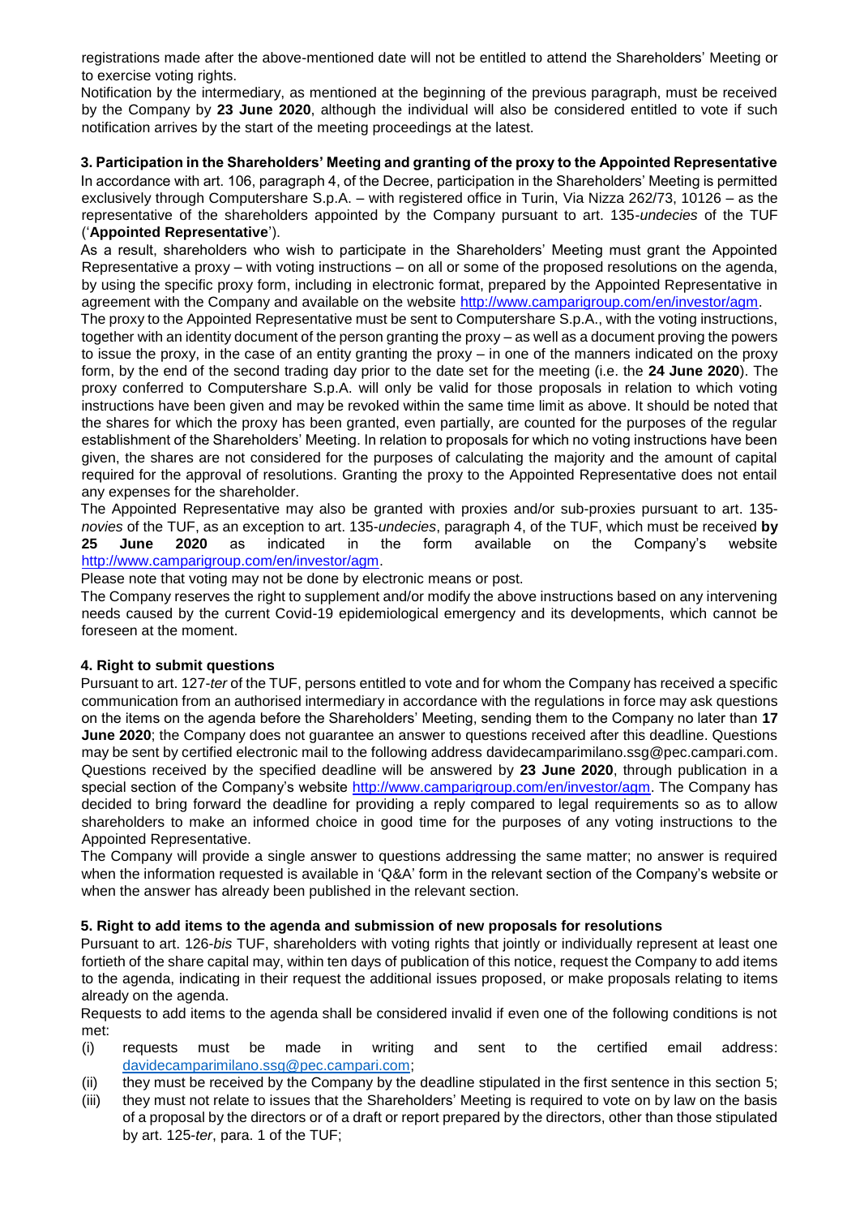registrations made after the above-mentioned date will not be entitled to attend the Shareholders' Meeting or to exercise voting rights.

Notification by the intermediary, as mentioned at the beginning of the previous paragraph, must be received by the Company by **23 June 2020**, although the individual will also be considered entitled to vote if such notification arrives by the start of the meeting proceedings at the latest.

### 3. Participation in the Shareholders' Meeting and granting of the proxy to the Appointed Representative

In accordance with art. 106, paragraph 4, of the Decree, participation in the Shareholders' Meeting is permitted exclusively through Computershare S.p.A. – with registered office in Turin, Via Nizza 262/73, 10126 – as the representative of the shareholders appointed by the Company pursuant to art. 135-*undecies* of the TUF ('**Appointed Representative**').

As a result, shareholders who wish to participate in the Shareholders' Meeting must grant the Appointed Representative a proxy – with voting instructions – on all or some of the proposed resolutions on the agenda, by using the specific proxy form, including in electronic format, prepared by the Appointed Representative in agreement with the Company and available on the website http://www.camparigroup.com/en/investor/agm.

The proxy to the Appointed Representative must be sent to Computershare S.p.A., with the voting instructions, together with an identity document of the person granting the proxy – as well as a document proving the powers to issue the proxy, in the case of an entity granting the proxy – in one of the manners indicated on the proxy form, by the end of the second trading day prior to the date set for the meeting (i.e. the **24 June 2020**). The proxy conferred to Computershare S.p.A. will only be valid for those proposals in relation to which voting instructions have been given and may be revoked within the same time limit as above. It should be noted that the shares for which the proxy has been granted, even partially, are counted for the purposes of the regular establishment of the Shareholders' Meeting. In relation to proposals for which no voting instructions have been given, the shares are not considered for the purposes of calculating the majority and the amount of capital required for the approval of resolutions. Granting the proxy to the Appointed Representative does not entail any expenses for the shareholder.

The Appointed Representative may also be granted with proxies and/or sub-proxies pursuant to art. 135-*novies* of the TUF, as an exception to art. 135-*undecies*, paragraph 4, of the TUF, which must be received **by 25 June 2020** as indicated in the form available on the Company's website http://www.camparigroup.com/en/investor/agm.

Please note that voting may not be done by electronic means or post.

The Company reserves the right to supplement and/or modify the above instructions based on any intervening needs caused by the current Covid-19 epidemiological emergency and its developments, which cannot be foreseen at the moment.

### 4. Right to submit questions

Pursuant to art. 127-*ter* of the TUF, persons entitled to vote and for whom the Company has received a specific communication from an authorised intermediary in accordance with the regulations in force may ask questions on the items on the agenda before the Shareholders' Meeting, sending them to the Company no later than **17 June 2020**; the Company does not guarantee an answer to questions received after this deadline. Questions may be sent by certified electronic mail to the following address davidecamparimilano.ssg@pec.campari.com. Questions received by the specified deadline will be answered by **23 June 2020**, through publication in a special section of the Company's website http://www.camparigroup.com/en/investor/agm. The Company has decided to bring forward the deadline for providing a reply compared to legal requirements so as to allow shareholders to make an informed choice in good time for the purposes of any voting instructions to the Appointed Representative.

The Company will provide a single answer to questions addressing the same matter; no answer is required when the information requested is available in 'Q&A' form in the relevant section of the Company's website or when the answer has already been published in the relevant section.

### 5. Right to add items to the agenda and submission of new proposals for resolutions

Pursuant to art. 126-*bis* TUF, shareholders with voting rights that jointly or individually represent at least one fortieth of the share capital may, within ten days of publication of this notice, request the Company to add items to the agenda, indicating in their request the additional issues proposed, or make proposals relating to items already on the agenda.

Requests to add items to the agenda shall be considered invalid if even one of the following conditions is not met:

(i) requests must be made in writing and sent to the certified email address: davidecamparimilano.ssg@pec.campari.com;

(ii) they must be received by the Company by the deadline stipulated in the first sentence in this section 5;

(iii) they must not relate to issues that the Shareholders' Meeting is required to vote on by law on the basis of a proposal by the directors or of a draft or report prepared by the directors, other than those stipulated by art. 125-*ter*, para. 1 of the TUF;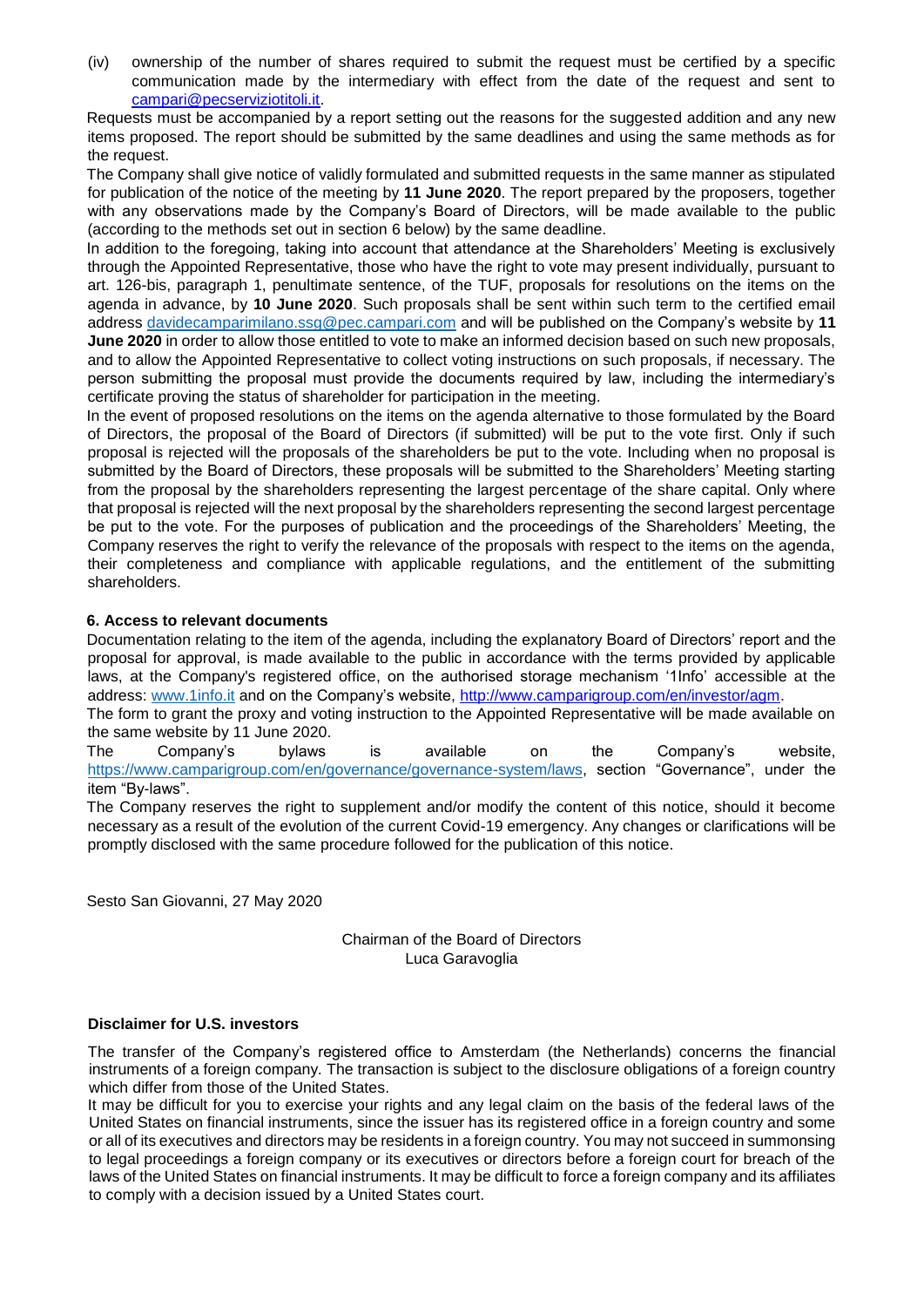(iv) ownership of the number of shares required to submit the request must be certified by a specific communication made by the intermediary with effect from the date of the request and sent to campari@pecserviziotitoli.it.

Requests must be accompanied by a report setting out the reasons for the suggested addition and any new items proposed. The report should be submitted by the same deadlines and using the same methods as for the request.

The Company shall give notice of validly formulated and submitted requests in the same manner as stipulated for publication of the notice of the meeting by **11 June 2020**. The report prepared by the proposers, together with any observations made by the Company's Board of Directors, will be made available to the public (according to the methods set out in section 6 below) by the same deadline.

In addition to the foregoing, taking into account that attendance at the Shareholders' Meeting is exclusively through the Appointed Representative, those who have the right to vote may present individually, pursuant to art. 126-bis, paragraph 1, penultimate sentence, of the TUF, proposals for resolutions on the items on the agenda in advance, by **10 June 2020**. Such proposals shall be sent within such term to the certified email address davidecamparimilano.ssg@pec.campari.com and will be published on the Company's website by **11 June 2020** in order to allow those entitled to vote to make an informed decision based on such new proposals, and to allow the Appointed Representative to collect voting instructions on such proposals, if necessary. The person submitting the proposal must provide the documents required by law, including the intermediary's certificate proving the status of shareholder for participation in the meeting.

In the event of proposed resolutions on the items on the agenda alternative to those formulated by the Board of Directors, the proposal of the Board of Directors (if submitted) will be put to the vote first. Only if such proposal is rejected will the proposals of the shareholders be put to the vote. Including when no proposal is submitted by the Board of Directors, these proposals will be submitted to the Shareholders' Meeting starting from the proposal by the shareholders representing the largest percentage of the share capital. Only where that proposal is rejected will the next proposal by the shareholders representing the second largest percentage be put to the vote. For the purposes of publication and the proceedings of the Shareholders' Meeting, the Company reserves the right to verify the relevance of the proposals with respect to the items on the agenda, their completeness and compliance with applicable regulations, and the entitlement of the submitting shareholders.

**6. Access to relevant documents**

Documentation relating to the item of the agenda, including the explanatory Board of Directors' report and the proposal for approval, is made available to the public in accordance with the terms provided by applicable laws, at the Company's registered office, on the authorised storage mechanism '1Info' accessible at the address: www.1info.it and on the Company's website, http://www.camparigroup.com/en/investor/agm.

The form to grant the proxy and voting instruction to the Appointed Representative will be made available on the same website by 11 June 2020.

The Company's bylaws is available on the Company's website, https://www.camparigroup.com/en/governance/governance-system/laws, section "Governance", under the item "By-laws".

The Company reserves the right to supplement and/or modify the content of this notice, should it become necessary as a result of the evolution of the current Covid-19 emergency. Any changes or clarifications will be promptly disclosed with the same procedure followed for the publication of this notice.

Sesto San Giovanni, 27 May 2020

Chairman of the Board of Directors
Luca Garavoglia

**Disclaimer for U.S. investors**

The transfer of the Company's registered office to Amsterdam (the Netherlands) concerns the financial instruments of a foreign company. The transaction is subject to the disclosure obligations of a foreign country which differ from those of the United States.

It may be difficult for you to exercise your rights and any legal claim on the basis of the federal laws of the United States on financial instruments, since the issuer has its registered office in a foreign country and some or all of its executives and directors may be residents in a foreign country. You may not succeed in summonsing to legal proceedings a foreign company or its executives or directors before a foreign court for breach of the laws of the United States on financial instruments. It may be difficult to force a foreign company and its affiliates to comply with a decision issued by a United States court.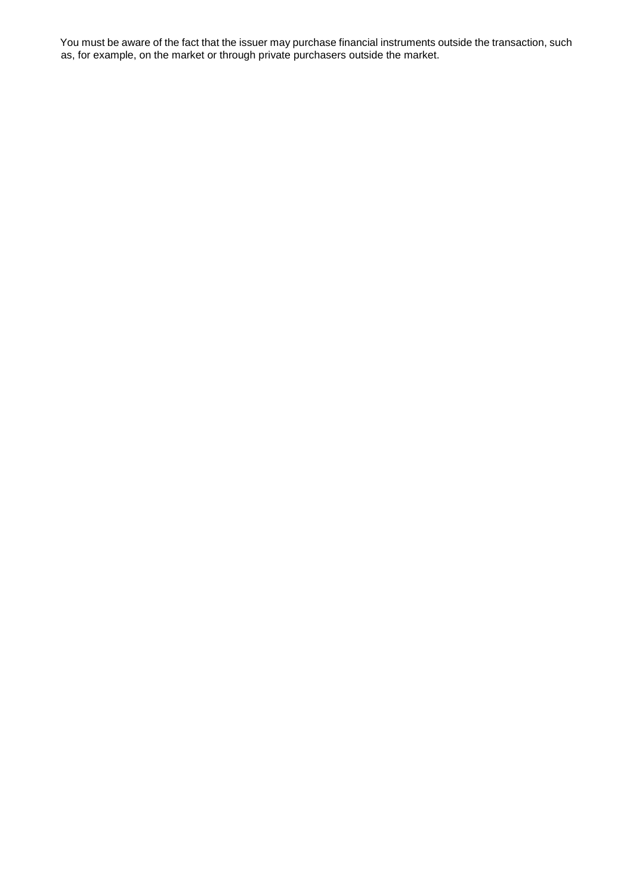You must be aware of the fact that the issuer may purchase financial instruments outside the transaction, such as, for example, on the market or through private purchasers outside the market.